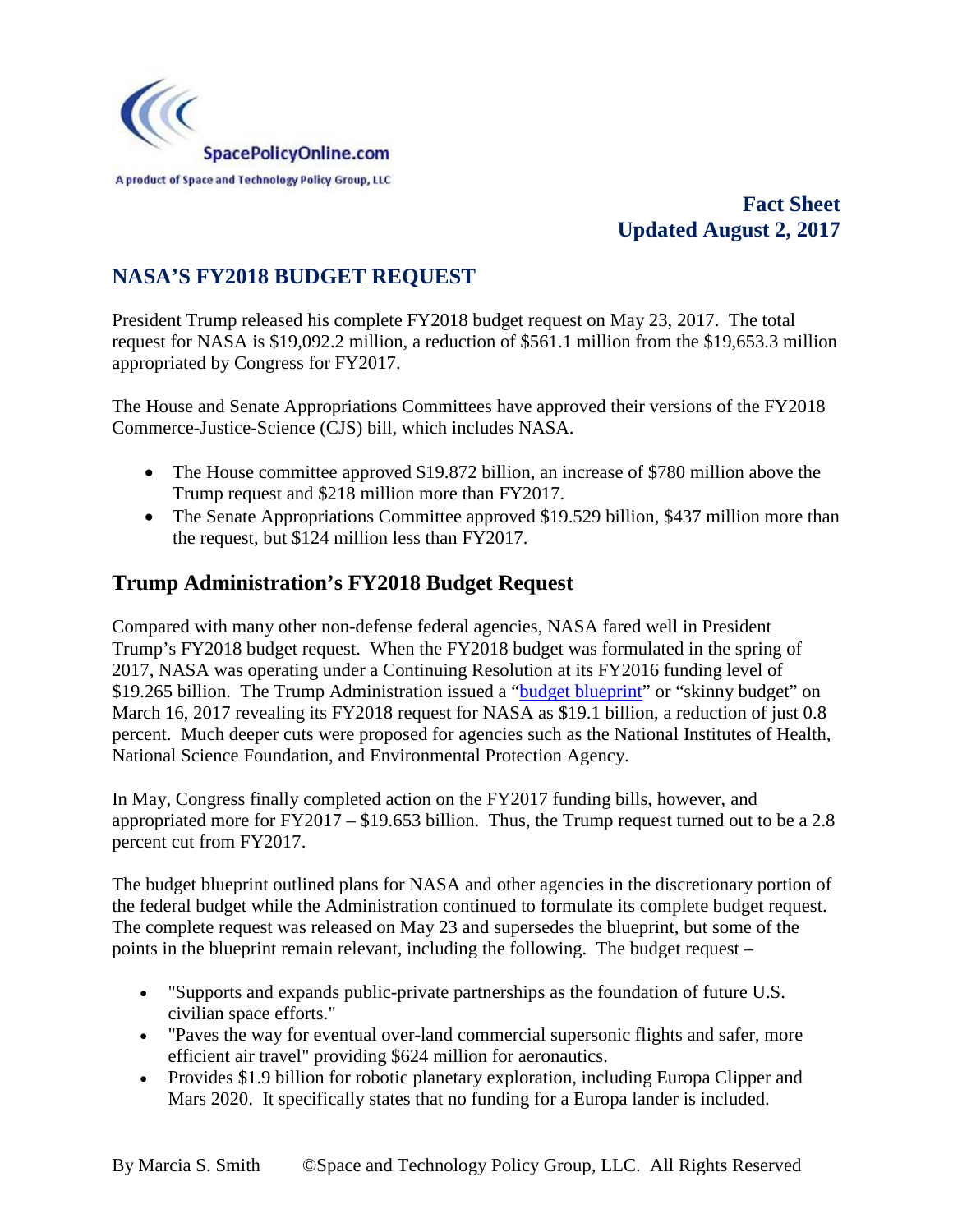SpacePolicyOnline.com

A product of Space and Technology Policy Group, LLC

**Fact Sheet**
**Updated August 2, 2017**

## NASA'S FY2018 BUDGET REQUEST

President Trump released his complete FY2018 budget request on May 23, 2017. The total request for NASA is $19,092.2 million, a reduction of $561.1 million from the $19,653.3 million appropriated by Congress for FY2017.

The House and Senate Appropriations Committees have approved their versions of the FY2018 Commerce-Justice-Science (CJS) bill, which includes NASA.

- The House committee approved $19.872 billion, an increase of $780 million above the Trump request and $218 million more than FY2017.
- The Senate Appropriations Committee approved $19.529 billion, $437 million more than the request, but $124 million less than FY2017.

## Trump Administration's FY2018 Budget Request

Compared with many other non-defense federal agencies, NASA fared well in President Trump's FY2018 budget request. When the FY2018 budget was formulated in the spring of 2017, NASA was operating under a Continuing Resolution at its FY2016 funding level of $19.265 billion. The Trump Administration issued a "budget blueprint" or "skinny budget" on March 16, 2017 revealing its FY2018 request for NASA as $19.1 billion, a reduction of just 0.8 percent. Much deeper cuts were proposed for agencies such as the National Institutes of Health, National Science Foundation, and Environmental Protection Agency.

In May, Congress finally completed action on the FY2017 funding bills, however, and appropriated more for FY2017 – $19.653 billion. Thus, the Trump request turned out to be a 2.8 percent cut from FY2017.

The budget blueprint outlined plans for NASA and other agencies in the discretionary portion of the federal budget while the Administration continued to formulate its complete budget request. The complete request was released on May 23 and supersedes the blueprint, but some of the points in the blueprint remain relevant, including the following. The budget request –

- "Supports and expands public-private partnerships as the foundation of future U.S. civilian space efforts."
- "Paves the way for eventual over-land commercial supersonic flights and safer, more efficient air travel" providing $624 million for aeronautics.
- Provides $1.9 billion for robotic planetary exploration, including Europa Clipper and Mars 2020. It specifically states that no funding for a Europa lander is included.

By Marcia S. Smith ©Space and Technology Policy Group, LLC. All Rights Reserved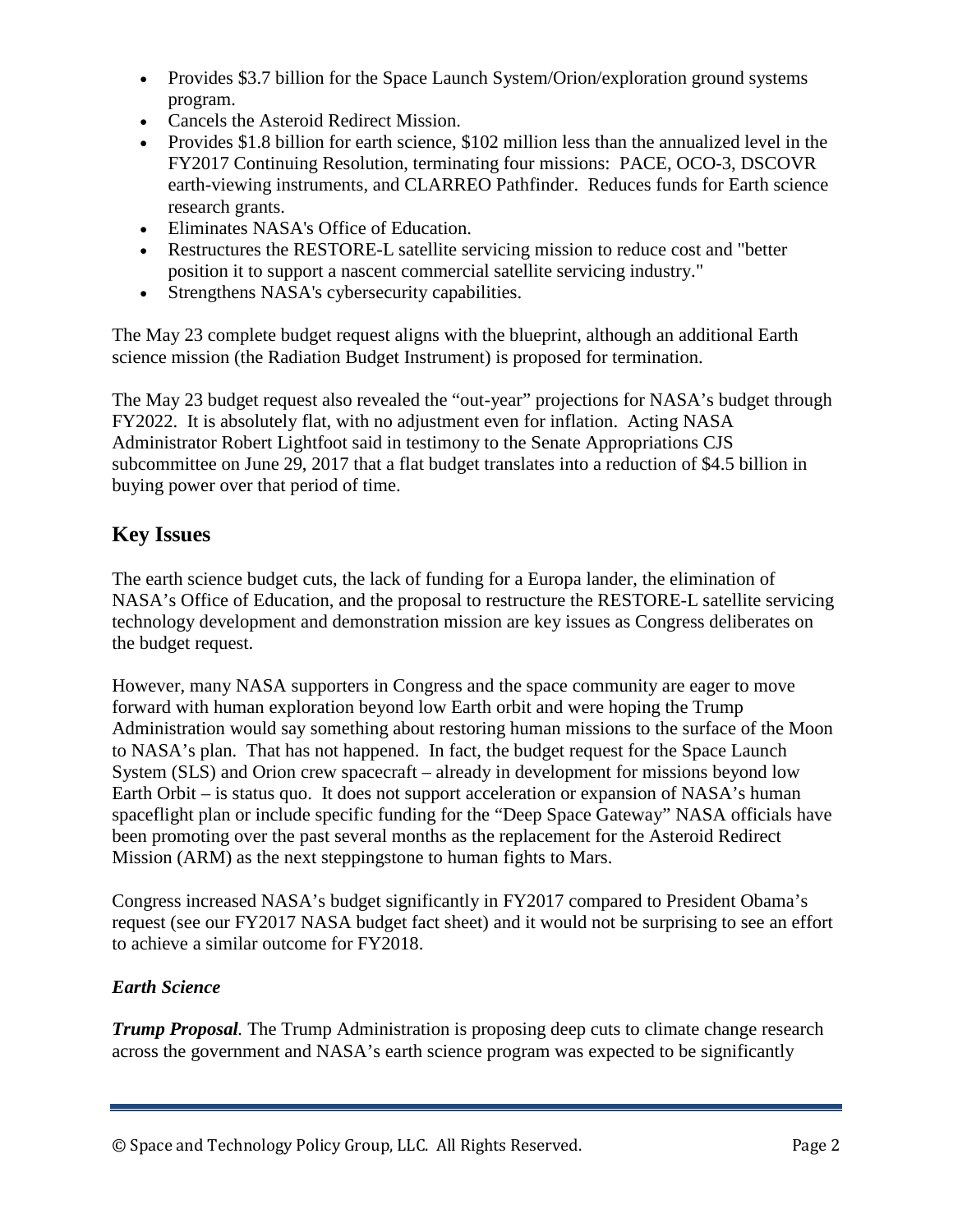- Provides \$3.7 billion for the Space Launch System/Orion/exploration ground systems program.
- Cancels the Asteroid Redirect Mission.
- Provides \$1.8 billion for earth science, \$102 million less than the annualized level in the FY2017 Continuing Resolution, terminating four missions: PACE, OCO-3, DSCOVR earth-viewing instruments, and CLARREO Pathfinder. Reduces funds for Earth science research grants.
- Eliminates NASA's Office of Education.
- Restructures the RESTORE-L satellite servicing mission to reduce cost and "better position it to support a nascent commercial satellite servicing industry."
- Strengthens NASA's cybersecurity capabilities.

The May 23 complete budget request aligns with the blueprint, although an additional Earth science mission (the Radiation Budget Instrument) is proposed for termination.

The May 23 budget request also revealed the "out-year" projections for NASA's budget through FY2022. It is absolutely flat, with no adjustment even for inflation. Acting NASA Administrator Robert Lightfoot said in testimony to the Senate Appropriations CJS subcommittee on June 29, 2017 that a flat budget translates into a reduction of \$4.5 billion in buying power over that period of time.

## Key Issues

The earth science budget cuts, the lack of funding for a Europa lander, the elimination of NASA's Office of Education, and the proposal to restructure the RESTORE-L satellite servicing technology development and demonstration mission are key issues as Congress deliberates on the budget request.

However, many NASA supporters in Congress and the space community are eager to move forward with human exploration beyond low Earth orbit and were hoping the Trump Administration would say something about restoring human missions to the surface of the Moon to NASA's plan. That has not happened. In fact, the budget request for the Space Launch System (SLS) and Orion crew spacecraft – already in development for missions beyond low Earth Orbit – is status quo. It does not support acceleration or expansion of NASA's human spaceflight plan or include specific funding for the "Deep Space Gateway" NASA officials have been promoting over the past several months as the replacement for the Asteroid Redirect Mission (ARM) as the next steppingstone to human fights to Mars.

Congress increased NASA's budget significantly in FY2017 compared to President Obama's request (see our FY2017 NASA budget fact sheet) and it would not be surprising to see an effort to achieve a similar outcome for FY2018.

### *Earth Science*

***Trump Proposal**.* The Trump Administration is proposing deep cuts to climate change research across the government and NASA's earth science program was expected to be significantly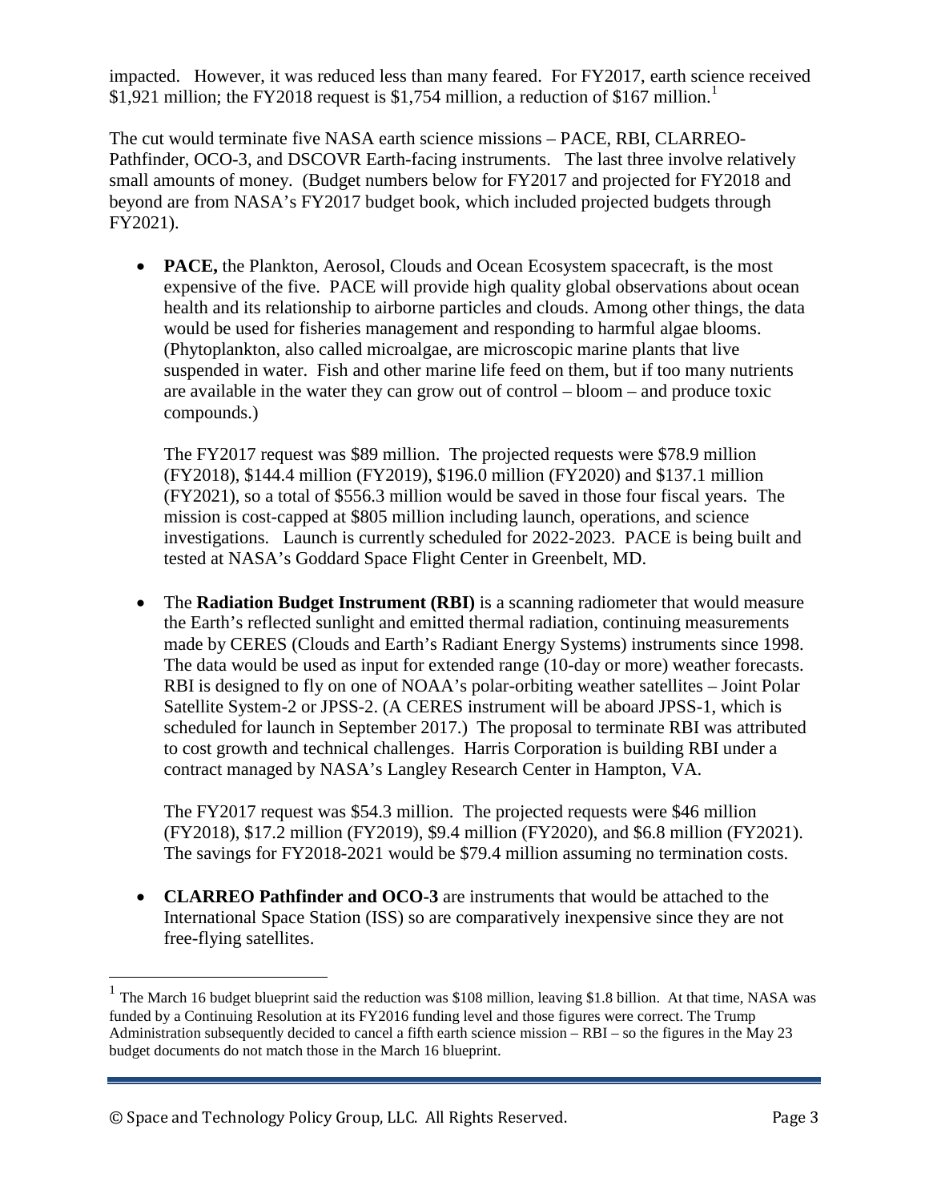impacted. However, it was reduced less than many feared. For FY2017, earth science received $1,921 million; the FY2018 request is $1,754 million, a reduction of $167 million.[1]

The cut would terminate five NASA earth science missions – PACE, RBI, CLARREO-Pathfinder, OCO-3, and DSCOVR Earth-facing instruments. The last three involve relatively small amounts of money. (Budget numbers below for FY2017 and projected for FY2018 and beyond are from NASA's FY2017 budget book, which included projected budgets through FY2021).

- **PACE,** the Plankton, Aerosol, Clouds and Ocean Ecosystem spacecraft, is the most expensive of the five. PACE will provide high quality global observations about ocean health and its relationship to airborne particles and clouds. Among other things, the data would be used for fisheries management and responding to harmful algae blooms. (Phytoplankton, also called microalgae, are microscopic marine plants that live suspended in water. Fish and other marine life feed on them, but if too many nutrients are available in the water they can grow out of control – bloom – and produce toxic compounds.)

  The FY2017 request was $89 million. The projected requests were $78.9 million (FY2018), $144.4 million (FY2019), $196.0 million (FY2020) and $137.1 million (FY2021), so a total of $556.3 million would be saved in those four fiscal years. The mission is cost-capped at $805 million including launch, operations, and science investigations. Launch is currently scheduled for 2022-2023. PACE is being built and tested at NASA's Goddard Space Flight Center in Greenbelt, MD.

- The **Radiation Budget Instrument (RBI)** is a scanning radiometer that would measure the Earth's reflected sunlight and emitted thermal radiation, continuing measurements made by CERES (Clouds and Earth's Radiant Energy Systems) instruments since 1998. The data would be used as input for extended range (10-day or more) weather forecasts. RBI is designed to fly on one of NOAA's polar-orbiting weather satellites – Joint Polar Satellite System-2 or JPSS-2. (A CERES instrument will be aboard JPSS-1, which is scheduled for launch in September 2017.) The proposal to terminate RBI was attributed to cost growth and technical challenges. Harris Corporation is building RBI under a contract managed by NASA's Langley Research Center in Hampton, VA.

  The FY2017 request was $54.3 million. The projected requests were $46 million (FY2018), $17.2 million (FY2019), $9.4 million (FY2020), and $6.8 million (FY2021). The savings for FY2018-2021 would be $79.4 million assuming no termination costs.

- **CLARREO Pathfinder and OCO-3** are instruments that would be attached to the International Space Station (ISS) so are comparatively inexpensive since they are not free-flying satellites.

---

[1] The March 16 budget blueprint said the reduction was $108 million, leaving $1.8 billion. At that time, NASA was funded by a Continuing Resolution at its FY2016 funding level and those figures were correct. The Trump Administration subsequently decided to cancel a fifth earth science mission – RBI – so the figures in the May 23 budget documents do not match those in the March 16 blueprint.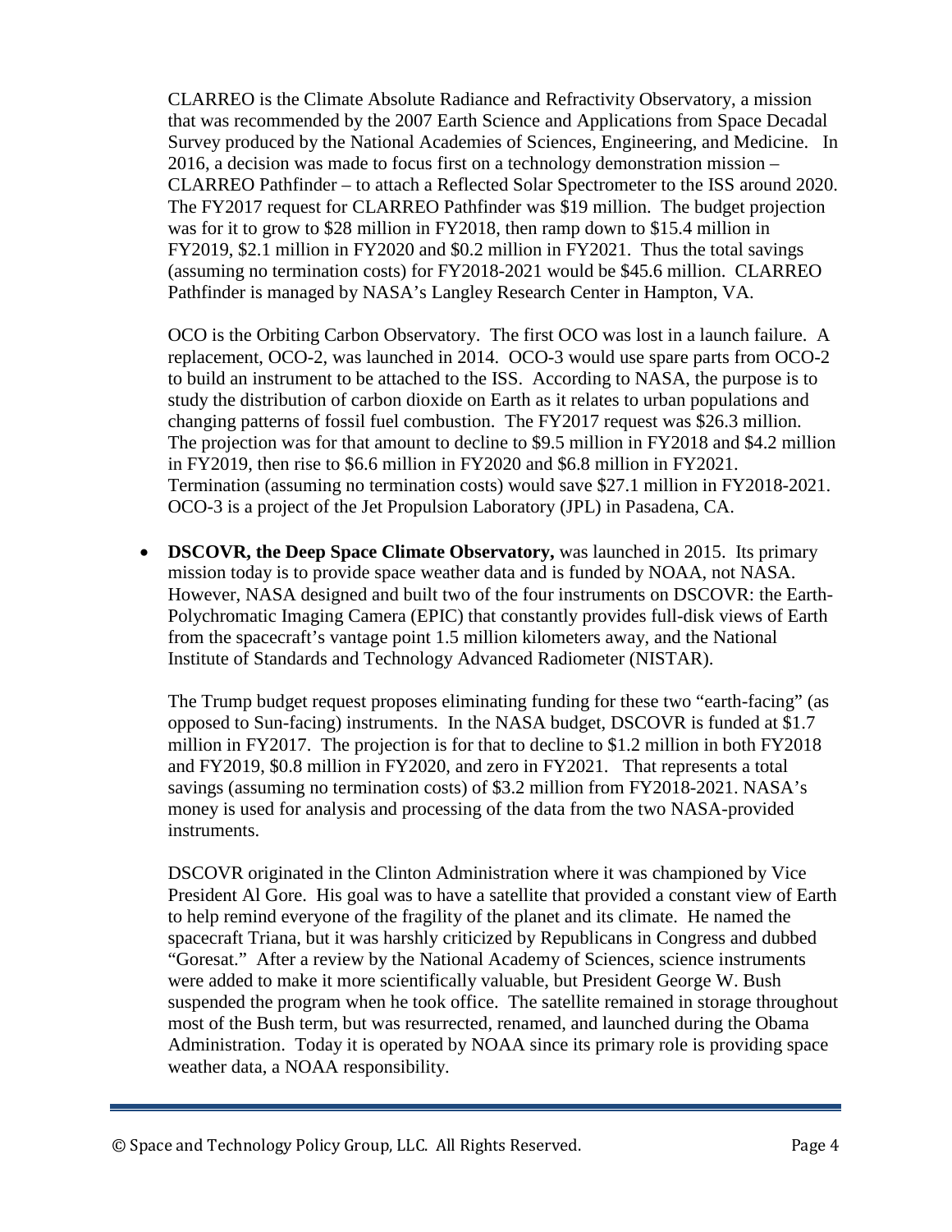CLARREO is the Climate Absolute Radiance and Refractivity Observatory, a mission that was recommended by the 2007 Earth Science and Applications from Space Decadal Survey produced by the National Academies of Sciences, Engineering, and Medicine. In 2016, a decision was made to focus first on a technology demonstration mission – CLARREO Pathfinder – to attach a Reflected Solar Spectrometer to the ISS around 2020. The FY2017 request for CLARREO Pathfinder was $19 million. The budget projection was for it to grow to $28 million in FY2018, then ramp down to $15.4 million in FY2019, $2.1 million in FY2020 and $0.2 million in FY2021. Thus the total savings (assuming no termination costs) for FY2018-2021 would be $45.6 million. CLARREO Pathfinder is managed by NASA's Langley Research Center in Hampton, VA.

OCO is the Orbiting Carbon Observatory. The first OCO was lost in a launch failure. A replacement, OCO-2, was launched in 2014. OCO-3 would use spare parts from OCO-2 to build an instrument to be attached to the ISS. According to NASA, the purpose is to study the distribution of carbon dioxide on Earth as it relates to urban populations and changing patterns of fossil fuel combustion. The FY2017 request was $26.3 million. The projection was for that amount to decline to $9.5 million in FY2018 and $4.2 million in FY2019, then rise to $6.6 million in FY2020 and $6.8 million in FY2021. Termination (assuming no termination costs) would save $27.1 million in FY2018-2021. OCO-3 is a project of the Jet Propulsion Laboratory (JPL) in Pasadena, CA.

- **DSCOVR, the Deep Space Climate Observatory,** was launched in 2015. Its primary mission today is to provide space weather data and is funded by NOAA, not NASA. However, NASA designed and built two of the four instruments on DSCOVR: the Earth-Polychromatic Imaging Camera (EPIC) that constantly provides full-disk views of Earth from the spacecraft's vantage point 1.5 million kilometers away, and the National Institute of Standards and Technology Advanced Radiometer (NISTAR).

  The Trump budget request proposes eliminating funding for these two "earth-facing" (as opposed to Sun-facing) instruments. In the NASA budget, DSCOVR is funded at $1.7 million in FY2017. The projection is for that to decline to $1.2 million in both FY2018 and FY2019, $0.8 million in FY2020, and zero in FY2021. That represents a total savings (assuming no termination costs) of $3.2 million from FY2018-2021. NASA's money is used for analysis and processing of the data from the two NASA-provided instruments.

  DSCOVR originated in the Clinton Administration where it was championed by Vice President Al Gore. His goal was to have a satellite that provided a constant view of Earth to help remind everyone of the fragility of the planet and its climate. He named the spacecraft Triana, but it was harshly criticized by Republicans in Congress and dubbed "Goresat." After a review by the National Academy of Sciences, science instruments were added to make it more scientifically valuable, but President George W. Bush suspended the program when he took office. The satellite remained in storage throughout most of the Bush term, but was resurrected, renamed, and launched during the Obama Administration. Today it is operated by NOAA since its primary role is providing space weather data, a NOAA responsibility.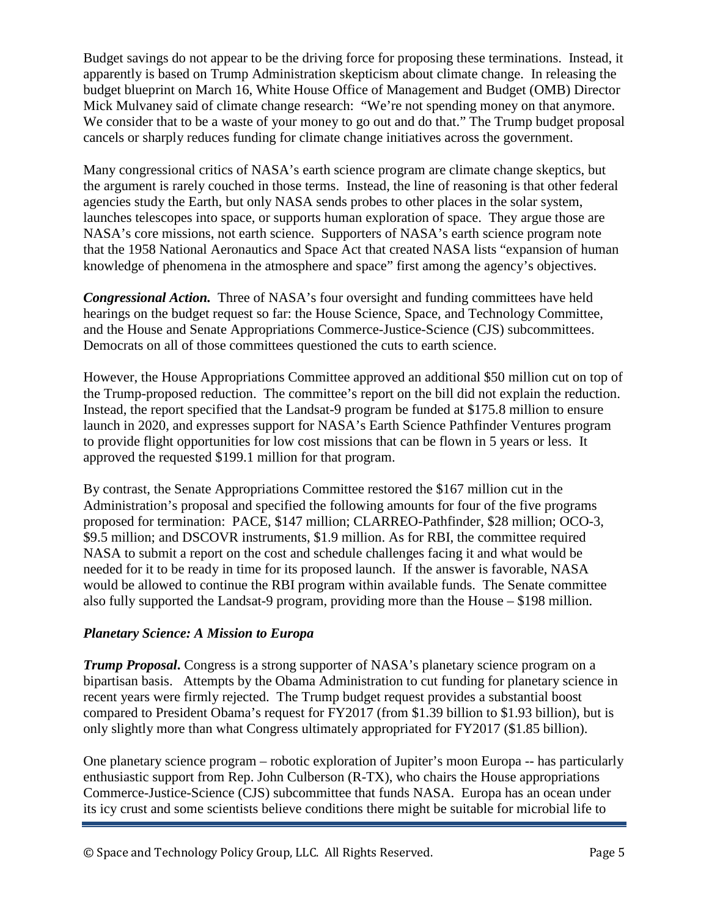Budget savings do not appear to be the driving force for proposing these terminations. Instead, it apparently is based on Trump Administration skepticism about climate change. In releasing the budget blueprint on March 16, White House Office of Management and Budget (OMB) Director Mick Mulvaney said of climate change research: "We're not spending money on that anymore. We consider that to be a waste of your money to go out and do that." The Trump budget proposal cancels or sharply reduces funding for climate change initiatives across the government.

Many congressional critics of NASA's earth science program are climate change skeptics, but the argument is rarely couched in those terms. Instead, the line of reasoning is that other federal agencies study the Earth, but only NASA sends probes to other places in the solar system, launches telescopes into space, or supports human exploration of space. They argue those are NASA's core missions, not earth science. Supporters of NASA's earth science program note that the 1958 National Aeronautics and Space Act that created NASA lists "expansion of human knowledge of phenomena in the atmosphere and space" first among the agency's objectives.

***Congressional Action.*** Three of NASA's four oversight and funding committees have held hearings on the budget request so far: the House Science, Space, and Technology Committee, and the House and Senate Appropriations Commerce-Justice-Science (CJS) subcommittees. Democrats on all of those committees questioned the cuts to earth science.

However, the House Appropriations Committee approved an additional $50 million cut on top of the Trump-proposed reduction. The committee's report on the bill did not explain the reduction. Instead, the report specified that the Landsat-9 program be funded at $175.8 million to ensure launch in 2020, and expresses support for NASA's Earth Science Pathfinder Ventures program to provide flight opportunities for low cost missions that can be flown in 5 years or less. It approved the requested $199.1 million for that program.

By contrast, the Senate Appropriations Committee restored the $167 million cut in the Administration's proposal and specified the following amounts for four of the five programs proposed for termination: PACE, $147 million; CLARREO-Pathfinder, $28 million; OCO-3, $9.5 million; and DSCOVR instruments, $1.9 million. As for RBI, the committee required NASA to submit a report on the cost and schedule challenges facing it and what would be needed for it to be ready in time for its proposed launch. If the answer is favorable, NASA would be allowed to continue the RBI program within available funds. The Senate committee also fully supported the Landsat-9 program, providing more than the House – $198 million.

### *Planetary Science: A Mission to Europa*

***Trump Proposal***. Congress is a strong supporter of NASA's planetary science program on a bipartisan basis. Attempts by the Obama Administration to cut funding for planetary science in recent years were firmly rejected. The Trump budget request provides a substantial boost compared to President Obama's request for FY2017 (from $1.39 billion to $1.93 billion), but is only slightly more than what Congress ultimately appropriated for FY2017 ($1.85 billion).

One planetary science program – robotic exploration of Jupiter's moon Europa -- has particularly enthusiastic support from Rep. John Culberson (R-TX), who chairs the House appropriations Commerce-Justice-Science (CJS) subcommittee that funds NASA. Europa has an ocean under its icy crust and some scientists believe conditions there might be suitable for microbial life to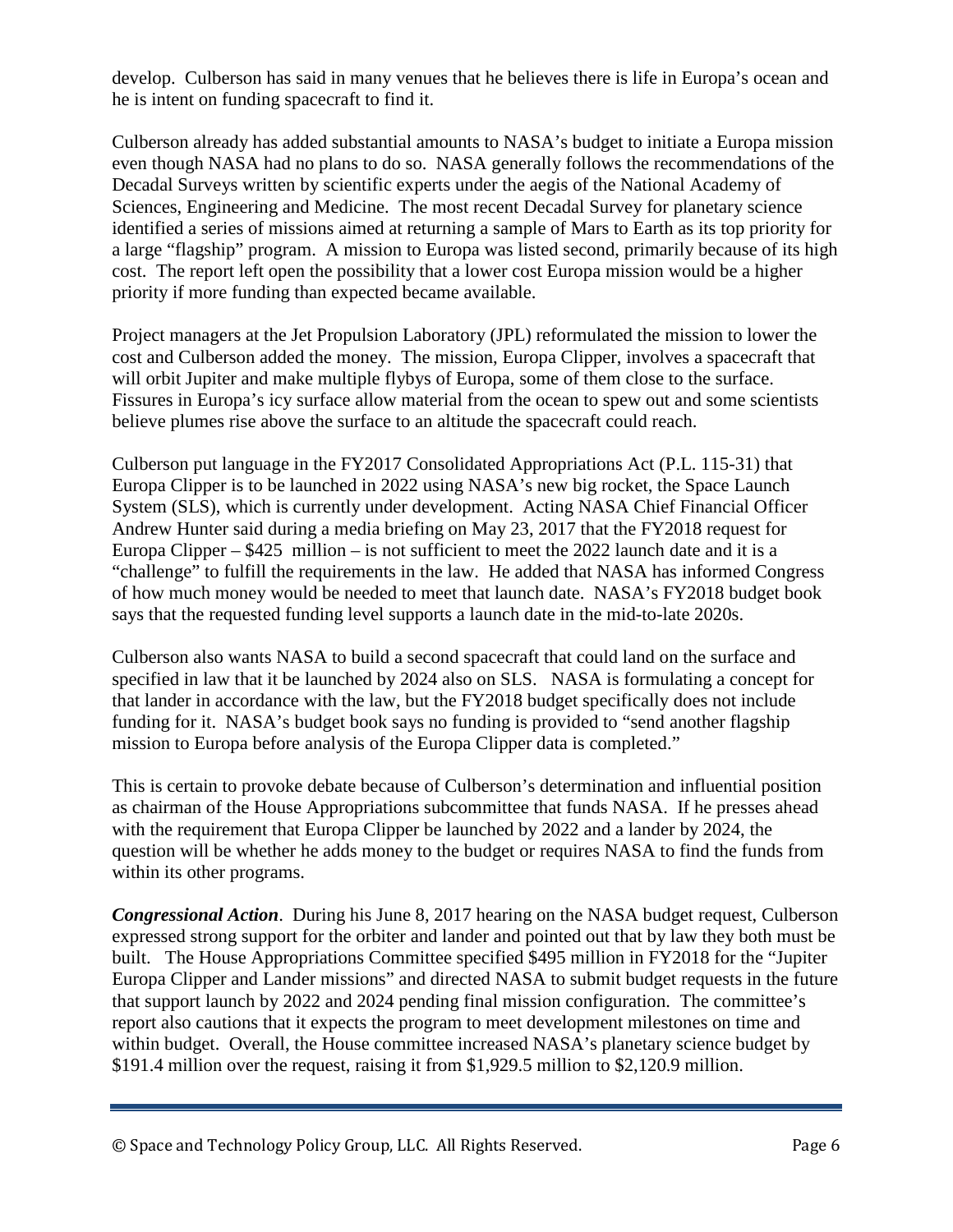develop. Culberson has said in many venues that he believes there is life in Europa's ocean and he is intent on funding spacecraft to find it.

Culberson already has added substantial amounts to NASA's budget to initiate a Europa mission even though NASA had no plans to do so. NASA generally follows the recommendations of the Decadal Surveys written by scientific experts under the aegis of the National Academy of Sciences, Engineering and Medicine. The most recent Decadal Survey for planetary science identified a series of missions aimed at returning a sample of Mars to Earth as its top priority for a large "flagship" program. A mission to Europa was listed second, primarily because of its high cost. The report left open the possibility that a lower cost Europa mission would be a higher priority if more funding than expected became available.

Project managers at the Jet Propulsion Laboratory (JPL) reformulated the mission to lower the cost and Culberson added the money. The mission, Europa Clipper, involves a spacecraft that will orbit Jupiter and make multiple flybys of Europa, some of them close to the surface. Fissures in Europa's icy surface allow material from the ocean to spew out and some scientists believe plumes rise above the surface to an altitude the spacecraft could reach.

Culberson put language in the FY2017 Consolidated Appropriations Act (P.L. 115-31) that Europa Clipper is to be launched in 2022 using NASA's new big rocket, the Space Launch System (SLS), which is currently under development. Acting NASA Chief Financial Officer Andrew Hunter said during a media briefing on May 23, 2017 that the FY2018 request for Europa Clipper – $425 million – is not sufficient to meet the 2022 launch date and it is a "challenge" to fulfill the requirements in the law. He added that NASA has informed Congress of how much money would be needed to meet that launch date. NASA's FY2018 budget book says that the requested funding level supports a launch date in the mid-to-late 2020s.

Culberson also wants NASA to build a second spacecraft that could land on the surface and specified in law that it be launched by 2024 also on SLS. NASA is formulating a concept for that lander in accordance with the law, but the FY2018 budget specifically does not include funding for it. NASA's budget book says no funding is provided to "send another flagship mission to Europa before analysis of the Europa Clipper data is completed."

This is certain to provoke debate because of Culberson's determination and influential position as chairman of the House Appropriations subcommittee that funds NASA. If he presses ahead with the requirement that Europa Clipper be launched by 2022 and a lander by 2024, the question will be whether he adds money to the budget or requires NASA to find the funds from within its other programs.

***Congressional Action***. During his June 8, 2017 hearing on the NASA budget request, Culberson expressed strong support for the orbiter and lander and pointed out that by law they both must be built. The House Appropriations Committee specified $495 million in FY2018 for the "Jupiter Europa Clipper and Lander missions" and directed NASA to submit budget requests in the future that support launch by 2022 and 2024 pending final mission configuration. The committee's report also cautions that it expects the program to meet development milestones on time and within budget. Overall, the House committee increased NASA's planetary science budget by $191.4 million over the request, raising it from $1,929.5 million to $2,120.9 million.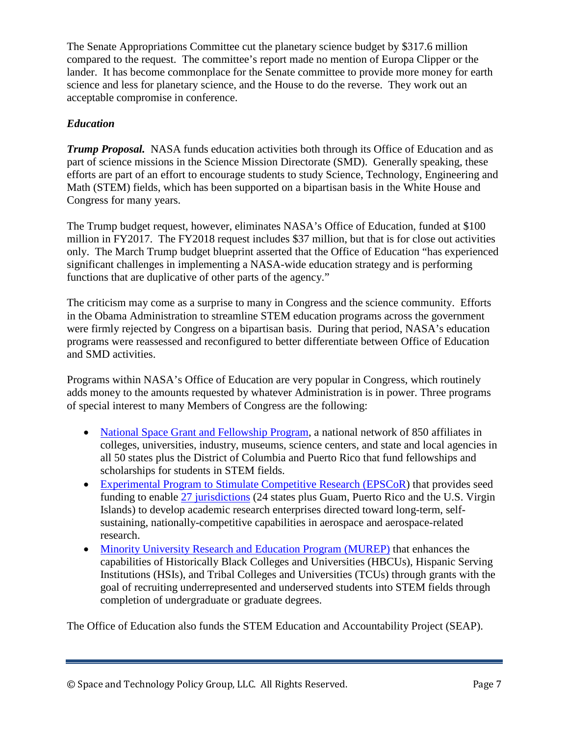The Senate Appropriations Committee cut the planetary science budget by $317.6 million compared to the request. The committee's report made no mention of Europa Clipper or the lander. It has become commonplace for the Senate committee to provide more money for earth science and less for planetary science, and the House to do the reverse. They work out an acceptable compromise in conference.

### *Education*

***Trump Proposal.*** NASA funds education activities both through its Office of Education and as part of science missions in the Science Mission Directorate (SMD). Generally speaking, these efforts are part of an effort to encourage students to study Science, Technology, Engineering and Math (STEM) fields, which has been supported on a bipartisan basis in the White House and Congress for many years.

The Trump budget request, however, eliminates NASA's Office of Education, funded at $100 million in FY2017. The FY2018 request includes $37 million, but that is for close out activities only. The March Trump budget blueprint asserted that the Office of Education "has experienced significant challenges in implementing a NASA-wide education strategy and is performing functions that are duplicative of other parts of the agency."

The criticism may come as a surprise to many in Congress and the science community. Efforts in the Obama Administration to streamline STEM education programs across the government were firmly rejected by Congress on a bipartisan basis. During that period, NASA's education programs were reassessed and reconfigured to better differentiate between Office of Education and SMD activities.

Programs within NASA's Office of Education are very popular in Congress, which routinely adds money to the amounts requested by whatever Administration is in power. Three programs of special interest to many Members of Congress are the following:

- National Space Grant and Fellowship Program, a national network of 850 affiliates in colleges, universities, industry, museums, science centers, and state and local agencies in all 50 states plus the District of Columbia and Puerto Rico that fund fellowships and scholarships for students in STEM fields.
- Experimental Program to Stimulate Competitive Research (EPSCoR) that provides seed funding to enable 27 jurisdictions (24 states plus Guam, Puerto Rico and the U.S. Virgin Islands) to develop academic research enterprises directed toward long-term, self-sustaining, nationally-competitive capabilities in aerospace and aerospace-related research.
- Minority University Research and Education Program (MUREP) that enhances the capabilities of Historically Black Colleges and Universities (HBCUs), Hispanic Serving Institutions (HSIs), and Tribal Colleges and Universities (TCUs) through grants with the goal of recruiting underrepresented and underserved students into STEM fields through completion of undergraduate or graduate degrees.

The Office of Education also funds the STEM Education and Accountability Project (SEAP).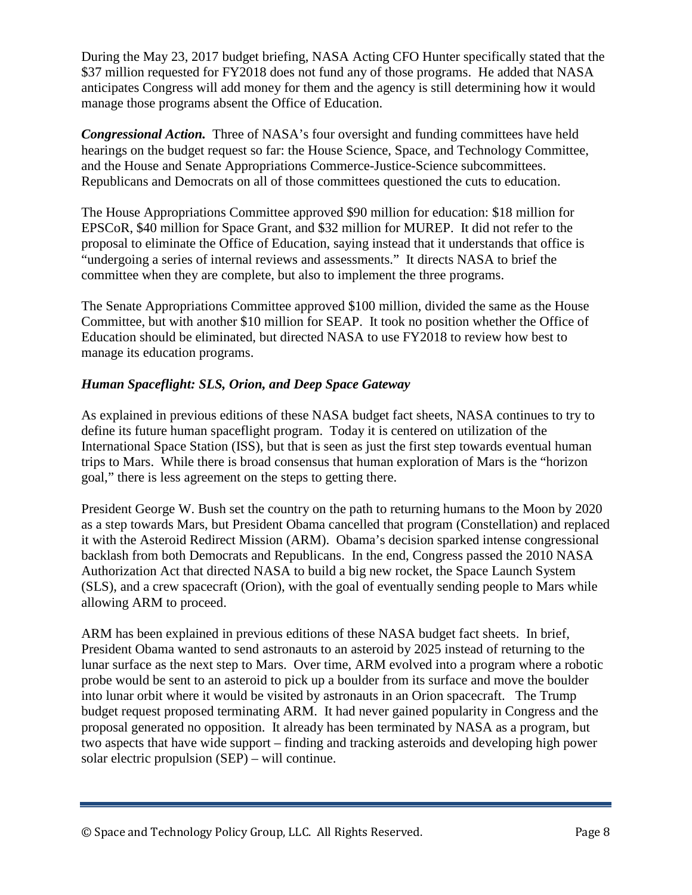During the May 23, 2017 budget briefing, NASA Acting CFO Hunter specifically stated that the $37 million requested for FY2018 does not fund any of those programs. He added that NASA anticipates Congress will add money for them and the agency is still determining how it would manage those programs absent the Office of Education.

***Congressional Action.*** Three of NASA's four oversight and funding committees have held hearings on the budget request so far: the House Science, Space, and Technology Committee, and the House and Senate Appropriations Commerce-Justice-Science subcommittees. Republicans and Democrats on all of those committees questioned the cuts to education.

The House Appropriations Committee approved $90 million for education: $18 million for EPSCoR, $40 million for Space Grant, and $32 million for MUREP. It did not refer to the proposal to eliminate the Office of Education, saying instead that it understands that office is "undergoing a series of internal reviews and assessments." It directs NASA to brief the committee when they are complete, but also to implement the three programs.

The Senate Appropriations Committee approved $100 million, divided the same as the House Committee, but with another $10 million for SEAP. It took no position whether the Office of Education should be eliminated, but directed NASA to use FY2018 to review how best to manage its education programs.

### *Human Spaceflight: SLS, Orion, and Deep Space Gateway*

As explained in previous editions of these NASA budget fact sheets, NASA continues to try to define its future human spaceflight program. Today it is centered on utilization of the International Space Station (ISS), but that is seen as just the first step towards eventual human trips to Mars. While there is broad consensus that human exploration of Mars is the "horizon goal," there is less agreement on the steps to getting there.

President George W. Bush set the country on the path to returning humans to the Moon by 2020 as a step towards Mars, but President Obama cancelled that program (Constellation) and replaced it with the Asteroid Redirect Mission (ARM). Obama's decision sparked intense congressional backlash from both Democrats and Republicans. In the end, Congress passed the 2010 NASA Authorization Act that directed NASA to build a big new rocket, the Space Launch System (SLS), and a crew spacecraft (Orion), with the goal of eventually sending people to Mars while allowing ARM to proceed.

ARM has been explained in previous editions of these NASA budget fact sheets. In brief, President Obama wanted to send astronauts to an asteroid by 2025 instead of returning to the lunar surface as the next step to Mars. Over time, ARM evolved into a program where a robotic probe would be sent to an asteroid to pick up a boulder from its surface and move the boulder into lunar orbit where it would be visited by astronauts in an Orion spacecraft. The Trump budget request proposed terminating ARM. It had never gained popularity in Congress and the proposal generated no opposition. It already has been terminated by NASA as a program, but two aspects that have wide support – finding and tracking asteroids and developing high power solar electric propulsion (SEP) – will continue.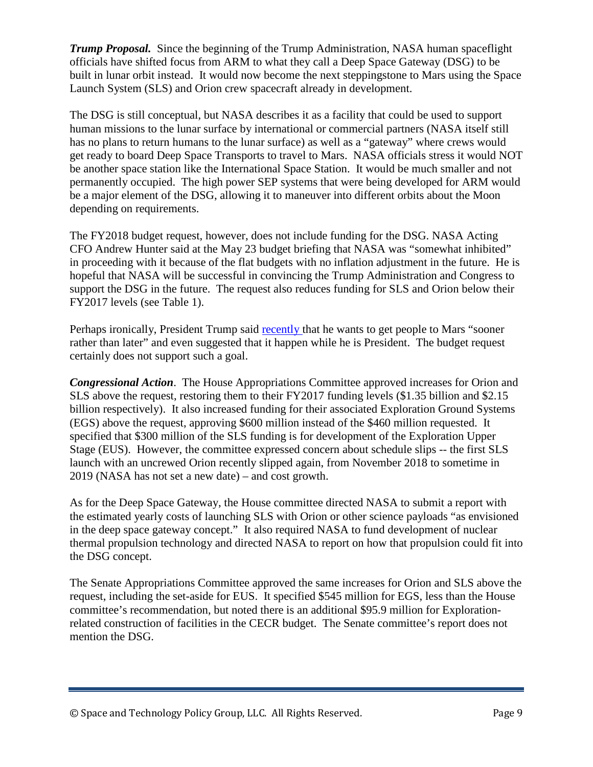***Trump Proposal.*** Since the beginning of the Trump Administration, NASA human spaceflight officials have shifted focus from ARM to what they call a Deep Space Gateway (DSG) to be built in lunar orbit instead. It would now become the next steppingstone to Mars using the Space Launch System (SLS) and Orion crew spacecraft already in development.

The DSG is still conceptual, but NASA describes it as a facility that could be used to support human missions to the lunar surface by international or commercial partners (NASA itself still has no plans to return humans to the lunar surface) as well as a "gateway" where crews would get ready to board Deep Space Transports to travel to Mars. NASA officials stress it would NOT be another space station like the International Space Station. It would be much smaller and not permanently occupied. The high power SEP systems that were being developed for ARM would be a major element of the DSG, allowing it to maneuver into different orbits about the Moon depending on requirements.

The FY2018 budget request, however, does not include funding for the DSG. NASA Acting CFO Andrew Hunter said at the May 23 budget briefing that NASA was "somewhat inhibited" in proceeding with it because of the flat budgets with no inflation adjustment in the future. He is hopeful that NASA will be successful in convincing the Trump Administration and Congress to support the DSG in the future. The request also reduces funding for SLS and Orion below their FY2017 levels (see Table 1).

Perhaps ironically, President Trump said recently that he wants to get people to Mars "sooner rather than later" and even suggested that it happen while he is President. The budget request certainly does not support such a goal.

***Congressional Action***. The House Appropriations Committee approved increases for Orion and SLS above the request, restoring them to their FY2017 funding levels ($1.35 billion and $2.15 billion respectively). It also increased funding for their associated Exploration Ground Systems (EGS) above the request, approving $600 million instead of the $460 million requested. It specified that $300 million of the SLS funding is for development of the Exploration Upper Stage (EUS). However, the committee expressed concern about schedule slips -- the first SLS launch with an uncrewed Orion recently slipped again, from November 2018 to sometime in 2019 (NASA has not set a new date) – and cost growth.

As for the Deep Space Gateway, the House committee directed NASA to submit a report with the estimated yearly costs of launching SLS with Orion or other science payloads "as envisioned in the deep space gateway concept." It also required NASA to fund development of nuclear thermal propulsion technology and directed NASA to report on how that propulsion could fit into the DSG concept.

The Senate Appropriations Committee approved the same increases for Orion and SLS above the request, including the set-aside for EUS. It specified $545 million for EGS, less than the House committee's recommendation, but noted there is an additional $95.9 million for Exploration-related construction of facilities in the CECR budget. The Senate committee's report does not mention the DSG.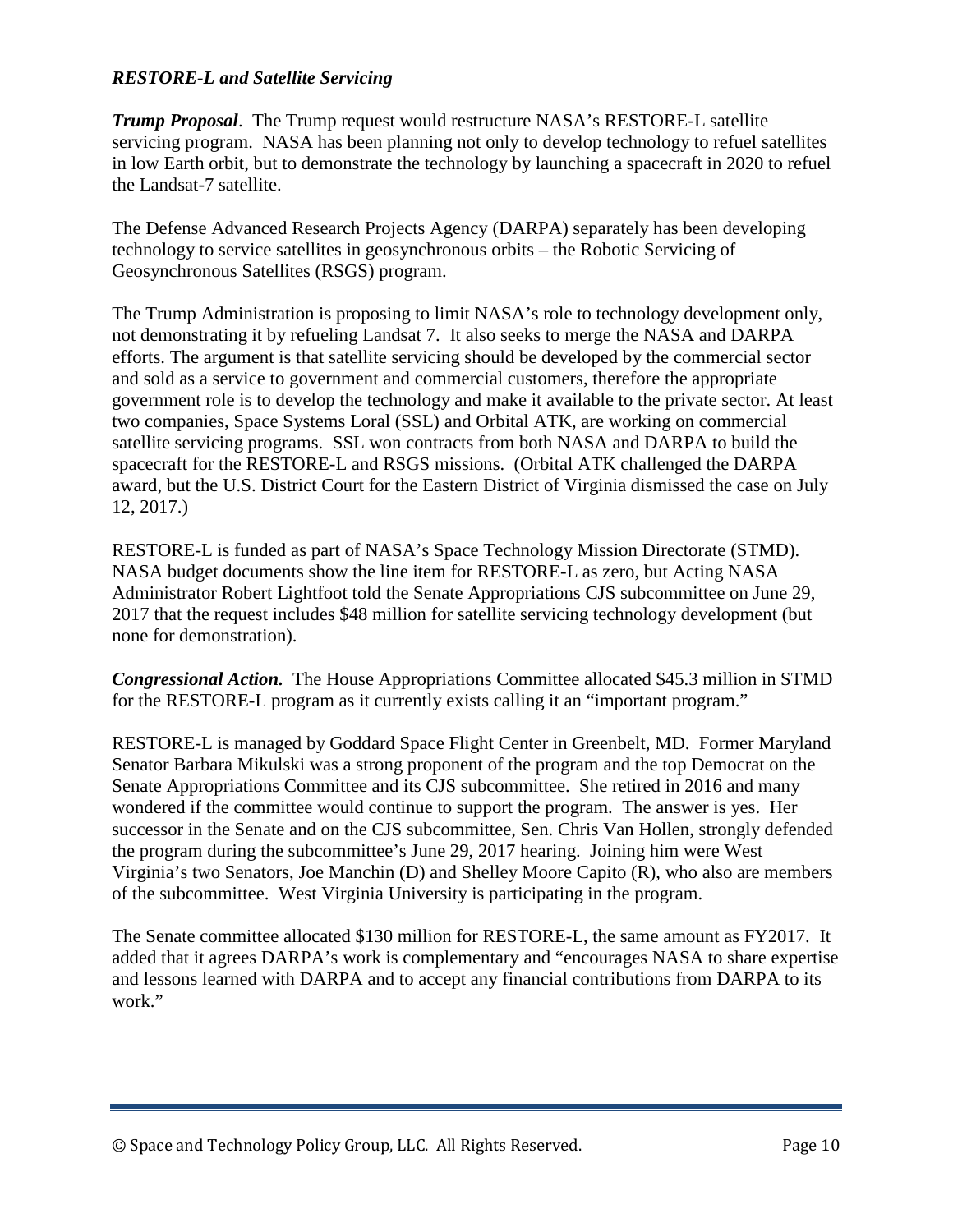### *RESTORE-L and Satellite Servicing*

***Trump Proposal***. The Trump request would restructure NASA's RESTORE-L satellite servicing program. NASA has been planning not only to develop technology to refuel satellites in low Earth orbit, but to demonstrate the technology by launching a spacecraft in 2020 to refuel the Landsat-7 satellite.

The Defense Advanced Research Projects Agency (DARPA) separately has been developing technology to service satellites in geosynchronous orbits – the Robotic Servicing of Geosynchronous Satellites (RSGS) program.

The Trump Administration is proposing to limit NASA's role to technology development only, not demonstrating it by refueling Landsat 7. It also seeks to merge the NASA and DARPA efforts. The argument is that satellite servicing should be developed by the commercial sector and sold as a service to government and commercial customers, therefore the appropriate government role is to develop the technology and make it available to the private sector. At least two companies, Space Systems Loral (SSL) and Orbital ATK, are working on commercial satellite servicing programs. SSL won contracts from both NASA and DARPA to build the spacecraft for the RESTORE-L and RSGS missions. (Orbital ATK challenged the DARPA award, but the U.S. District Court for the Eastern District of Virginia dismissed the case on July 12, 2017.)

RESTORE-L is funded as part of NASA's Space Technology Mission Directorate (STMD). NASA budget documents show the line item for RESTORE-L as zero, but Acting NASA Administrator Robert Lightfoot told the Senate Appropriations CJS subcommittee on June 29, 2017 that the request includes $48 million for satellite servicing technology development (but none for demonstration).

***Congressional Action.*** The House Appropriations Committee allocated $45.3 million in STMD for the RESTORE-L program as it currently exists calling it an "important program."

RESTORE-L is managed by Goddard Space Flight Center in Greenbelt, MD. Former Maryland Senator Barbara Mikulski was a strong proponent of the program and the top Democrat on the Senate Appropriations Committee and its CJS subcommittee. She retired in 2016 and many wondered if the committee would continue to support the program. The answer is yes. Her successor in the Senate and on the CJS subcommittee, Sen. Chris Van Hollen, strongly defended the program during the subcommittee's June 29, 2017 hearing. Joining him were West Virginia's two Senators, Joe Manchin (D) and Shelley Moore Capito (R), who also are members of the subcommittee. West Virginia University is participating in the program.

The Senate committee allocated $130 million for RESTORE-L, the same amount as FY2017. It added that it agrees DARPA's work is complementary and "encourages NASA to share expertise and lessons learned with DARPA and to accept any financial contributions from DARPA to its work."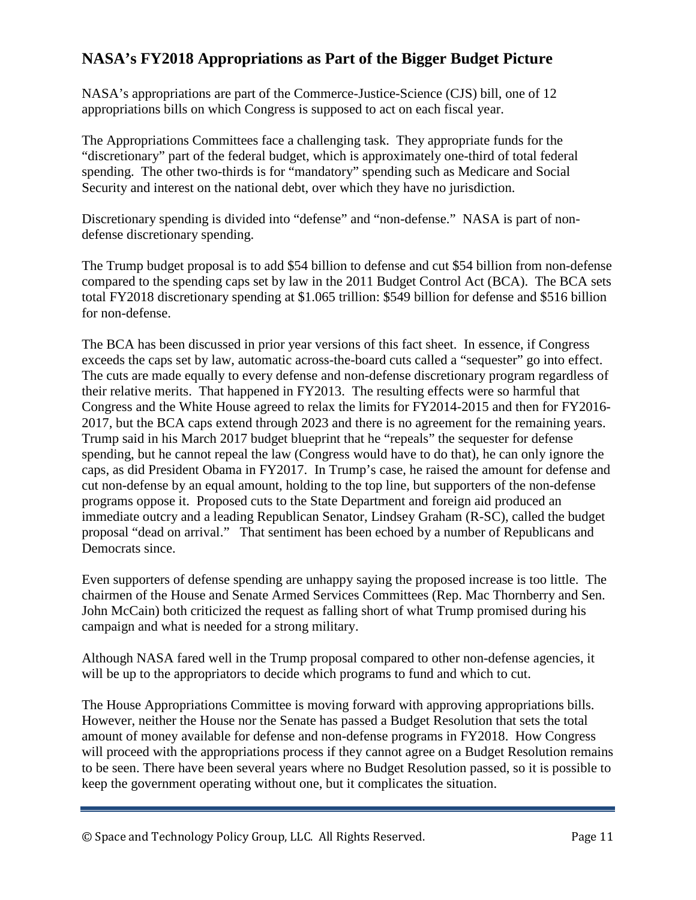## NASA's FY2018 Appropriations as Part of the Bigger Budget Picture

NASA's appropriations are part of the Commerce-Justice-Science (CJS) bill, one of 12 appropriations bills on which Congress is supposed to act on each fiscal year.

The Appropriations Committees face a challenging task. They appropriate funds for the "discretionary" part of the federal budget, which is approximately one-third of total federal spending. The other two-thirds is for "mandatory" spending such as Medicare and Social Security and interest on the national debt, over which they have no jurisdiction.

Discretionary spending is divided into "defense" and "non-defense." NASA is part of non-defense discretionary spending.

The Trump budget proposal is to add \$54 billion to defense and cut \$54 billion from non-defense compared to the spending caps set by law in the 2011 Budget Control Act (BCA). The BCA sets total FY2018 discretionary spending at \$1.065 trillion: \$549 billion for defense and \$516 billion for non-defense.

The BCA has been discussed in prior year versions of this fact sheet. In essence, if Congress exceeds the caps set by law, automatic across-the-board cuts called a "sequester" go into effect. The cuts are made equally to every defense and non-defense discretionary program regardless of their relative merits. That happened in FY2013. The resulting effects were so harmful that Congress and the White House agreed to relax the limits for FY2014-2015 and then for FY2016-2017, but the BCA caps extend through 2023 and there is no agreement for the remaining years. Trump said in his March 2017 budget blueprint that he "repeals" the sequester for defense spending, but he cannot repeal the law (Congress would have to do that), he can only ignore the caps, as did President Obama in FY2017. In Trump's case, he raised the amount for defense and cut non-defense by an equal amount, holding to the top line, but supporters of the non-defense programs oppose it. Proposed cuts to the State Department and foreign aid produced an immediate outcry and a leading Republican Senator, Lindsey Graham (R-SC), called the budget proposal "dead on arrival." That sentiment has been echoed by a number of Republicans and Democrats since.

Even supporters of defense spending are unhappy saying the proposed increase is too little. The chairmen of the House and Senate Armed Services Committees (Rep. Mac Thornberry and Sen. John McCain) both criticized the request as falling short of what Trump promised during his campaign and what is needed for a strong military.

Although NASA fared well in the Trump proposal compared to other non-defense agencies, it will be up to the appropriators to decide which programs to fund and which to cut.

The House Appropriations Committee is moving forward with approving appropriations bills. However, neither the House nor the Senate has passed a Budget Resolution that sets the total amount of money available for defense and non-defense programs in FY2018. How Congress will proceed with the appropriations process if they cannot agree on a Budget Resolution remains to be seen. There have been several years where no Budget Resolution passed, so it is possible to keep the government operating without one, but it complicates the situation.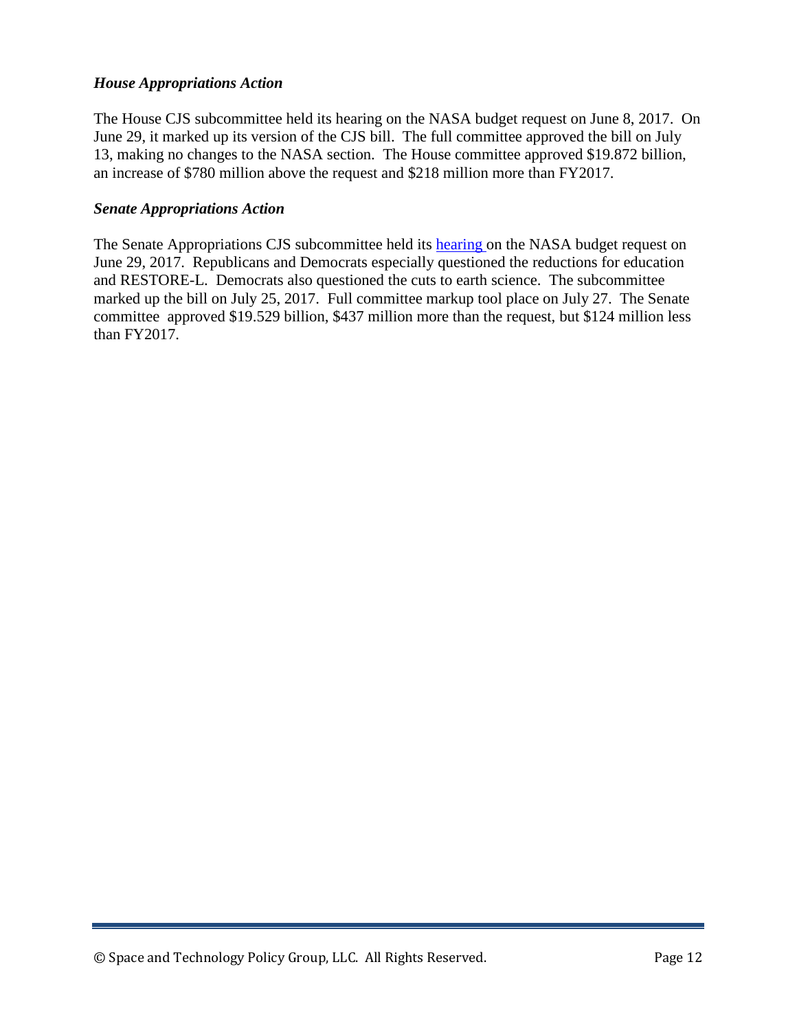### *House Appropriations Action*

The House CJS subcommittee held its hearing on the NASA budget request on June 8, 2017. On June 29, it marked up its version of the CJS bill. The full committee approved the bill on July 13, making no changes to the NASA section. The House committee approved $19.872 billion, an increase of $780 million above the request and $218 million more than FY2017.

### *Senate Appropriations Action*

The Senate Appropriations CJS subcommittee held its hearing on the NASA budget request on June 29, 2017. Republicans and Democrats especially questioned the reductions for education and RESTORE-L. Democrats also questioned the cuts to earth science. The subcommittee marked up the bill on July 25, 2017. Full committee markup tool place on July 27. The Senate committee approved $19.529 billion, $437 million more than the request, but $124 million less than FY2017.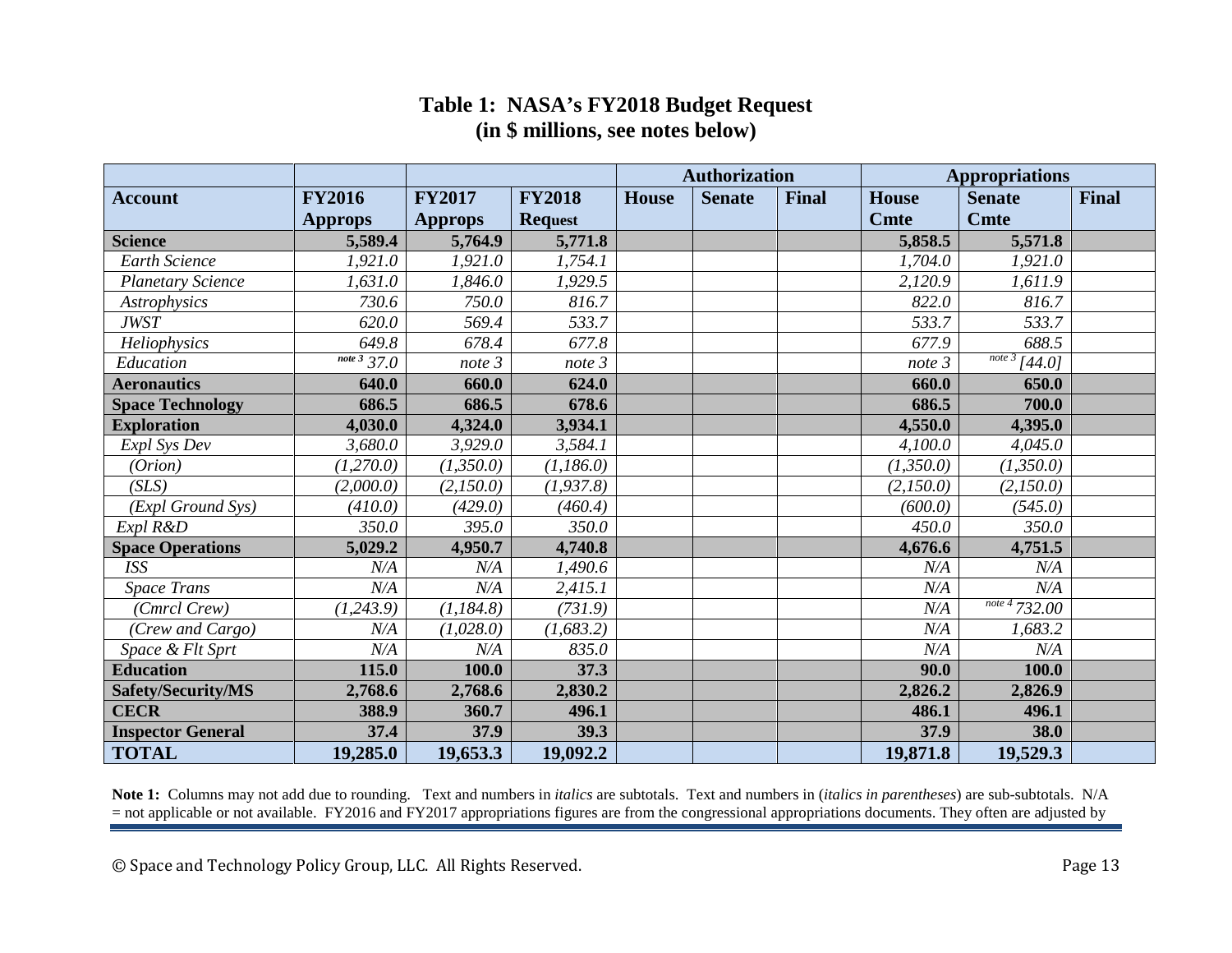## Table 1: NASA's FY2018 Budget Request (in $ millions, see notes below)

| | | | | Authorization | | | Appropriations | | |
|---|---|---|---|---|---|---|---|---|---|
| **Account** | **FY2016 Approps** | **FY2017 Approps** | **FY2018 Request** | **House** | **Senate** | **Final** | **House Cmte** | **Senate Cmte** | **Final** |
| **Science** | **5,589.4** | **5,764.9** | **5,771.8** | | | | **5,858.5** | **5,571.8** | |
| *Earth Science* | *1,921.0* | *1,921.0* | *1,754.1* | | | | *1,704.0* | *1,921.0* | |
| *Planetary Science* | *1,631.0* | *1,846.0* | *1,929.5* | | | | *2,120.9* | *1,611.9* | |
| *Astrophysics* | *730.6* | *750.0* | *816.7* | | | | *822.0* | *816.7* | |
| *JWST* | *620.0* | *569.4* | *533.7* | | | | *533.7* | *533.7* | |
| *Heliophysics* | *649.8* | *678.4* | *677.8* | | | | *677.9* | *688.5* | |
| *Education* | *note 3 37.0* | *note 3* | *note 3* | | | | *note 3* | *note 3 [44.0]* | |
| **Aeronautics** | **640.0** | **660.0** | **624.0** | | | | **660.0** | **650.0** | |
| **Space Technology** | **686.5** | **686.5** | **678.6** | | | | **686.5** | **700.0** | |
| **Exploration** | **4,030.0** | **4,324.0** | **3,934.1** | | | | **4,550.0** | **4,395.0** | |
| *Expl Sys Dev* | *3,680.0* | *3,929.0* | *3,584.1* | | | | *4,100.0* | *4,045.0* | |
| *(Orion)* | *(1,270.0)* | *(1,350.0)* | *(1,186.0)* | | | | *(1,350.0)* | *(1,350.0)* | |
| *(SLS)* | *(2,000.0)* | *(2,150.0)* | *(1,937.8)* | | | | *(2,150.0)* | *(2,150.0)* | |
| *(Expl Ground Sys)* | *(410.0)* | *(429.0)* | *(460.4)* | | | | *(600.0)* | *(545.0)* | |
| *Expl R&D* | *350.0* | *395.0* | *350.0* | | | | *450.0* | *350.0* | |
| **Space Operations** | **5,029.2** | **4,950.7** | **4,740.8** | | | | **4,676.6** | **4,751.5** | |
| *ISS* | *N/A* | *N/A* | *1,490.6* | | | | *N/A* | *N/A* | |
| *Space Trans* | *N/A* | *N/A* | *2,415.1* | | | | *N/A* | *N/A* | |
| *(Cmrcl Crew)* | *(1,243.9)* | *(1,184.8)* | *(731.9)* | | | | *N/A* | *note 4 732.00* | |
| *(Crew and Cargo)* | *N/A* | *(1,028.0)* | *(1,683.2)* | | | | *N/A* | *1,683.2* | |
| *Space & Flt Sprt* | *N/A* | *N/A* | *835.0* | | | | *N/A* | *N/A* | |
| **Education** | **115.0** | **100.0** | **37.3** | | | | **90.0** | **100.0** | |
| **Safety/Security/MS** | **2,768.6** | **2,768.6** | **2,830.2** | | | | **2,826.2** | **2,826.9** | |
| **CECR** | **388.9** | **360.7** | **496.1** | | | | **486.1** | **496.1** | |
| **Inspector General** | **37.4** | **37.9** | **39.3** | | | | **37.9** | **38.0** | |
| **TOTAL** | **19,285.0** | **19,653.3** | **19,092.2** | | | | **19,871.8** | **19,529.3** | |

**Note 1:** Columns may not add due to rounding. Text and numbers in *italics* are subtotals. Text and numbers in (*italics in parentheses*) are sub-subtotals. N/A = not applicable or not available. FY2016 and FY2017 appropriations figures are from the congressional appropriations documents. They often are adjusted by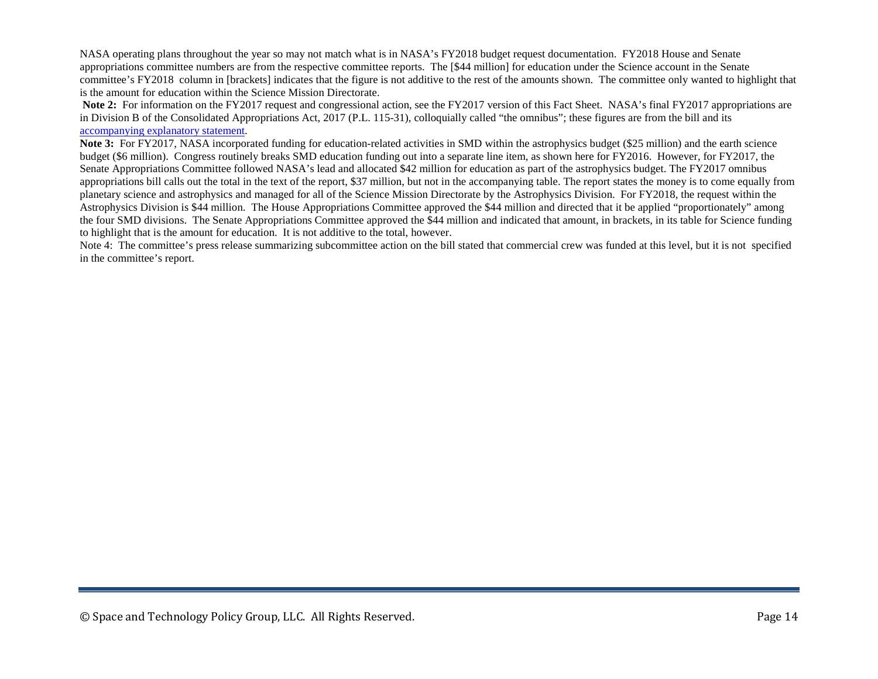NASA operating plans throughout the year so may not match what is in NASA's FY2018 budget request documentation. FY2018 House and Senate appropriations committee numbers are from the respective committee reports. The [$44 million] for education under the Science account in the Senate committee's FY2018 column in [brackets] indicates that the figure is not additive to the rest of the amounts shown. The committee only wanted to highlight that is the amount for education within the Science Mission Directorate.

**Note 2:** For information on the FY2017 request and congressional action, see the FY2017 version of this Fact Sheet. NASA's final FY2017 appropriations are in Division B of the Consolidated Appropriations Act, 2017 (P.L. 115-31), colloquially called "the omnibus"; these figures are from the bill and its accompanying explanatory statement.

**Note 3:** For FY2017, NASA incorporated funding for education-related activities in SMD within the astrophysics budget ($25 million) and the earth science budget ($6 million). Congress routinely breaks SMD education funding out into a separate line item, as shown here for FY2016. However, for FY2017, the Senate Appropriations Committee followed NASA's lead and allocated $42 million for education as part of the astrophysics budget. The FY2017 omnibus appropriations bill calls out the total in the text of the report, $37 million, but not in the accompanying table. The report states the money is to come equally from planetary science and astrophysics and managed for all of the Science Mission Directorate by the Astrophysics Division. For FY2018, the request within the Astrophysics Division is $44 million. The House Appropriations Committee approved the $44 million and directed that it be applied "proportionately" among the four SMD divisions. The Senate Appropriations Committee approved the $44 million and indicated that amount, in brackets, in its table for Science funding to highlight that is the amount for education. It is not additive to the total, however.

Note 4: The committee's press release summarizing subcommittee action on the bill stated that commercial crew was funded at this level, but it is not specified in the committee's report.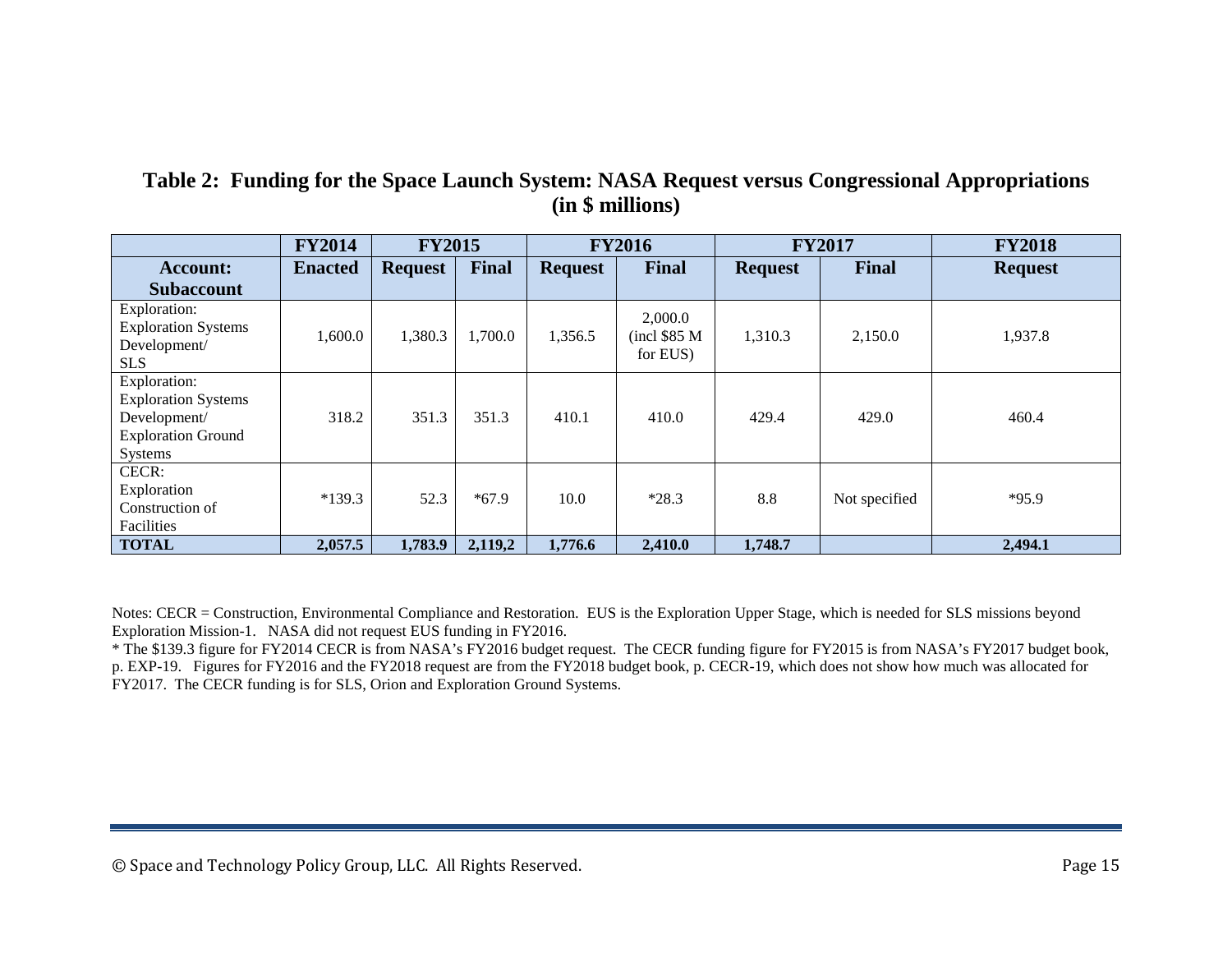**Table 2: Funding for the Space Launch System: NASA Request versus Congressional Appropriations (in $ millions)**

| | FY2014 | FY2015 | | FY2016 | | FY2017 | | FY2018 |
|---|---|---|---|---|---|---|---|---|
| **Account: Subaccount** | **Enacted** | **Request** | **Final** | **Request** | **Final** | **Request** | **Final** | **Request** |
| Exploration: Exploration Systems Development/ SLS | 1,600.0 | 1,380.3 | 1,700.0 | 1,356.5 | 2,000.0 (incl $85 M for EUS) | 1,310.3 | 2,150.0 | 1,937.8 |
| Exploration: Exploration Systems Development/ Exploration Ground Systems | 318.2 | 351.3 | 351.3 | 410.1 | 410.0 | 429.4 | 429.0 | 460.4 |
| CECR: Exploration Construction of Facilities | *139.3 | 52.3 | *67.9 | 10.0 | *28.3 | 8.8 | Not specified | *95.9 |
| **TOTAL** | **2,057.5** | **1,783.9** | **2,119,2** | **1,776.6** | **2,410.0** | **1,748.7** | | **2,494.1** |

Notes: CECR = Construction, Environmental Compliance and Restoration. EUS is the Exploration Upper Stage, which is needed for SLS missions beyond Exploration Mission-1. NASA did not request EUS funding in FY2016.

* The $139.3 figure for FY2014 CECR is from NASA's FY2016 budget request. The CECR funding figure for FY2015 is from NASA's FY2017 budget book, p. EXP-19. Figures for FY2016 and the FY2018 request are from the FY2018 budget book, p. CECR-19, which does not show how much was allocated for FY2017. The CECR funding is for SLS, Orion and Exploration Ground Systems.

© Space and Technology Policy Group, LLC. All Rights Reserved.